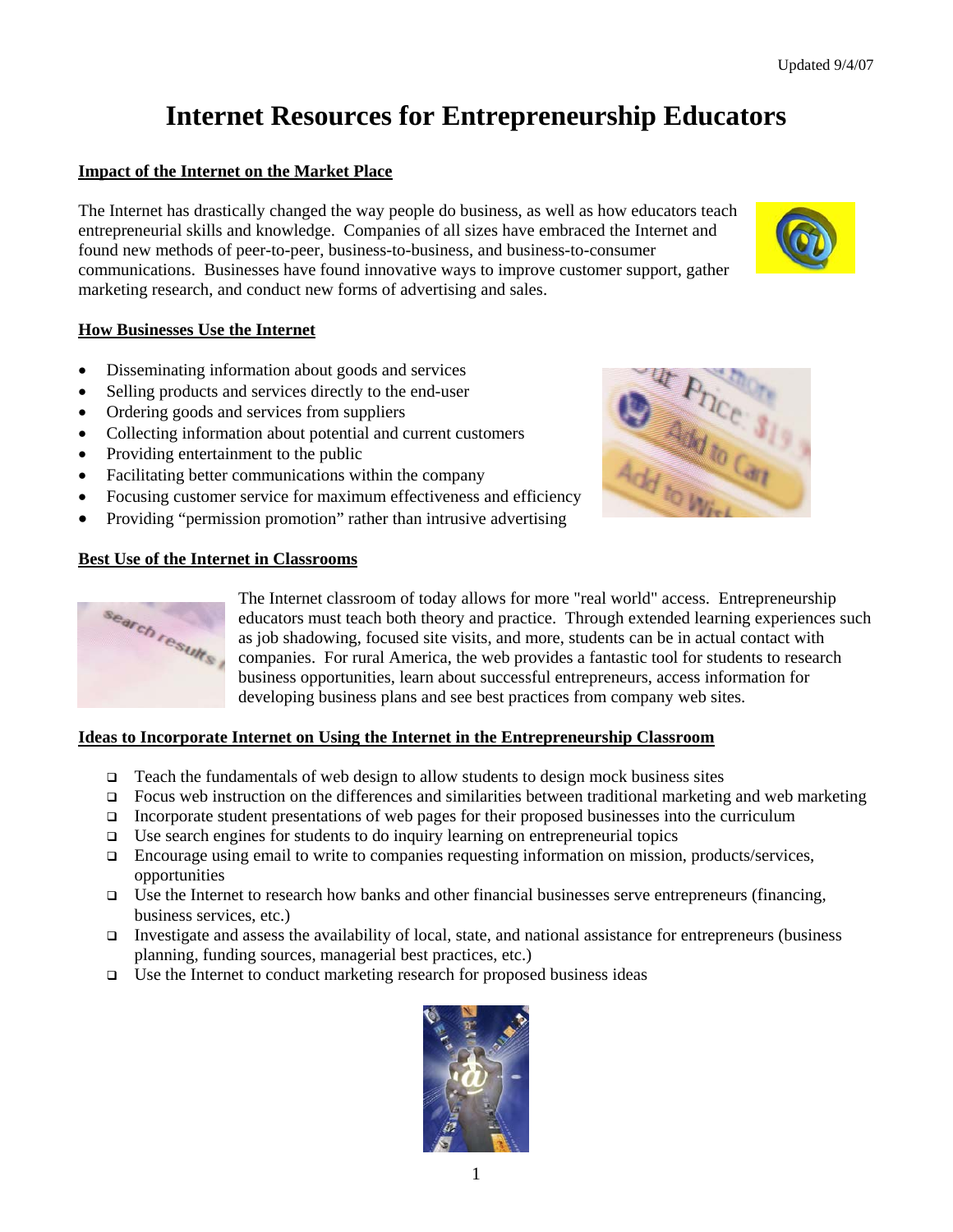Updated 9/4/07

# Internet Resources for Entrepreneurship Educators

## Impact of the Internet on the Market Place

The Internet has drastically changed the way people do business, as well as how educators teach entrepreneurial skills and knowledge. Companies of all sizes have embraced the Internet and found new methods of peer-to-peer, business-to-business, and business-to-consumer communications. Businesses have found innovative ways to improve customer support, gather marketing research, and conduct new forms of advertising and sales.

## How Businesses Use the Internet

- Disseminating information about goods and services
- Selling products and services directly to the end-user
- Ordering goods and services from suppliers
- Collecting information about potential and current customers
- Providing entertainment to the public
- Facilitating better communications within the company
- Focusing customer service for maximum effectiveness and efficiency
- Providing "permission promotion" rather than intrusive advertising

## Best Use of the Internet in Classrooms

The Internet classroom of today allows for more "real world" access. Entrepreneurship educators must teach both theory and practice. Through extended learning experiences such as job shadowing, focused site visits, and more, students can be in actual contact with companies. For rural America, the web provides a fantastic tool for students to research business opportunities, learn about successful entrepreneurs, access information for developing business plans and see best practices from company web sites.

## Ideas to Incorporate Internet on Using the Internet in the Entrepreneurship Classroom

- Teach the fundamentals of web design to allow students to design mock business sites
- Focus web instruction on the differences and similarities between traditional marketing and web marketing
- Incorporate student presentations of web pages for their proposed businesses into the curriculum
- Use search engines for students to do inquiry learning on entrepreneurial topics
- Encourage using email to write to companies requesting information on mission, products/services, opportunities
- Use the Internet to research how banks and other financial businesses serve entrepreneurs (financing, business services, etc.)
- Investigate and assess the availability of local, state, and national assistance for entrepreneurs (business planning, funding sources, managerial best practices, etc.)
- Use the Internet to conduct marketing research for proposed business ideas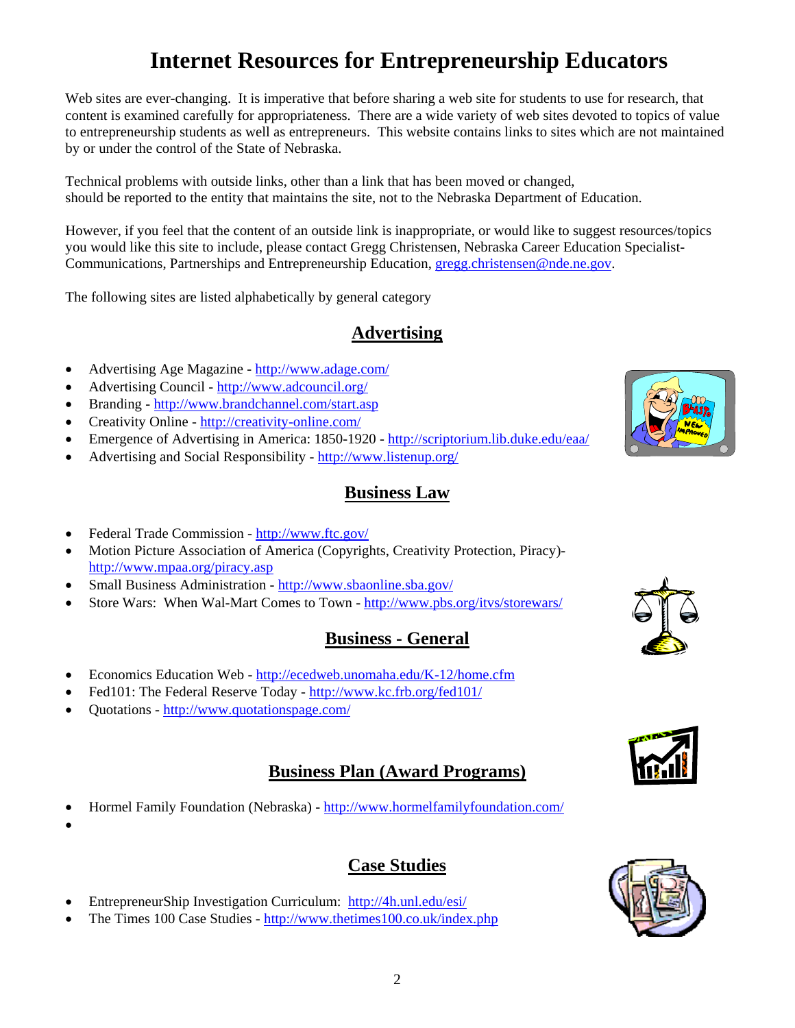# Internet Resources for Entrepreneurship Educators

Web sites are ever-changing. It is imperative that before sharing a web site for students to use for research, that content is examined carefully for appropriateness. There are a wide variety of web sites devoted to topics of value to entrepreneurship students as well as entrepreneurs. This website contains links to sites which are not maintained by or under the control of the State of Nebraska.

Technical problems with outside links, other than a link that has been moved or changed, should be reported to the entity that maintains the site, not to the Nebraska Department of Education.

However, if you feel that the content of an outside link is inappropriate, or would like to suggest resources/topics you would like this site to include, please contact Gregg Christensen, Nebraska Career Education Specialist-Communications, Partnerships and Entrepreneurship Education, gregg.christensen@nde.ne.gov.

The following sites are listed alphabetically by general category

## Advertising

- Advertising Age Magazine - http://www.adage.com/
- Advertising Council - http://www.adcouncil.org/
- Branding - http://www.brandchannel.com/start.asp
- Creativity Online - http://creativity-online.com/
- Emergence of Advertising in America: 1850-1920 - http://scriptorium.lib.duke.edu/eaa/
- Advertising and Social Responsibility - http://www.listenup.org/

## Business Law

- Federal Trade Commission - http://www.ftc.gov/
- Motion Picture Association of America (Copyrights, Creativity Protection, Piracy)- http://www.mpaa.org/piracy.asp
- Small Business Administration - http://www.sbaonline.sba.gov/
- Store Wars: When Wal-Mart Comes to Town - http://www.pbs.org/itvs/storewars/

## Business - General

- Economics Education Web - http://ecedweb.unomaha.edu/K-12/home.cfm
- Fed101: The Federal Reserve Today - http://www.kc.frb.org/fed101/
- Quotations - http://www.quotationspage.com/

## Business Plan (Award Programs)

- Hormel Family Foundation (Nebraska) - http://www.hormelfamilyfoundation.com/

## Case Studies

- EntrepreneurShip Investigation Curriculum: http://4h.unl.edu/esi/
- The Times 100 Case Studies - http://www.thetimes100.co.uk/index.php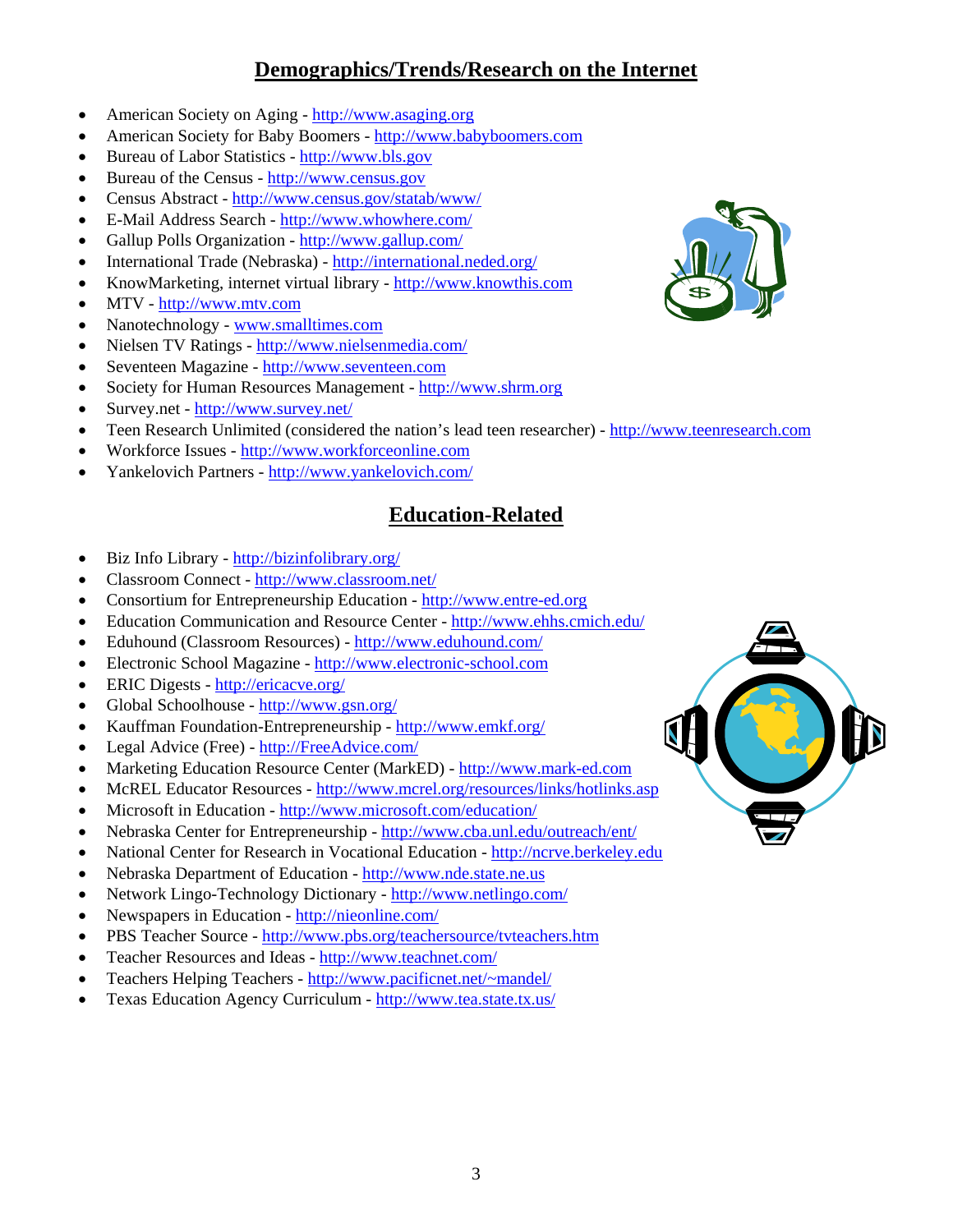## Demographics/Trends/Research on the Internet

- American Society on Aging - http://www.asaging.org
- American Society for Baby Boomers - http://www.babyboomers.com
- Bureau of Labor Statistics - http://www.bls.gov
- Bureau of the Census - http://www.census.gov
- Census Abstract - http://www.census.gov/statab/www/
- E-Mail Address Search - http://www.whowhere.com/
- Gallup Polls Organization - http://www.gallup.com/
- International Trade (Nebraska) - http://international.neded.org/
- KnowMarketing, internet virtual library - http://www.knowthis.com
- MTV - http://www.mtv.com
- Nanotechnology - www.smalltimes.com
- Nielsen TV Ratings - http://www.nielsenmedia.com/
- Seventeen Magazine - http://www.seventeen.com
- Society for Human Resources Management - http://www.shrm.org
- Survey.net - http://www.survey.net/
- Teen Research Unlimited (considered the nation's lead teen researcher) - http://www.teenresearch.com
- Workforce Issues - http://www.workforceonline.com
- Yankelovich Partners - http://www.yankelovich.com/

## Education-Related

- Biz Info Library - http://bizinfolibrary.org/
- Classroom Connect - http://www.classroom.net/
- Consortium for Entrepreneurship Education - http://www.entre-ed.org
- Education Communication and Resource Center - http://www.ehhs.cmich.edu/
- Eduhound (Classroom Resources) - http://www.eduhound.com/
- Electronic School Magazine - http://www.electronic-school.com
- ERIC Digests - http://ericacve.org/
- Global Schoolhouse - http://www.gsn.org/
- Kauffman Foundation-Entrepreneurship - http://www.emkf.org/
- Legal Advice (Free) - http://FreeAdvice.com/
- Marketing Education Resource Center (MarkED) - http://www.mark-ed.com
- McREL Educator Resources - http://www.mcrel.org/resources/links/hotlinks.asp
- Microsoft in Education - http://www.microsoft.com/education/
- Nebraska Center for Entrepreneurship - http://www.cba.unl.edu/outreach/ent/
- National Center for Research in Vocational Education - http://ncrve.berkeley.edu
- Nebraska Department of Education - http://www.nde.state.ne.us
- Network Lingo-Technology Dictionary - http://www.netlingo.com/
- Newspapers in Education - http://nieonline.com/
- PBS Teacher Source - http://www.pbs.org/teachersource/tvteachers.htm
- Teacher Resources and Ideas - http://www.teachnet.com/
- Teachers Helping Teachers - http://www.pacificnet.net/~mandel/
- Texas Education Agency Curriculum - http://www.tea.state.tx.us/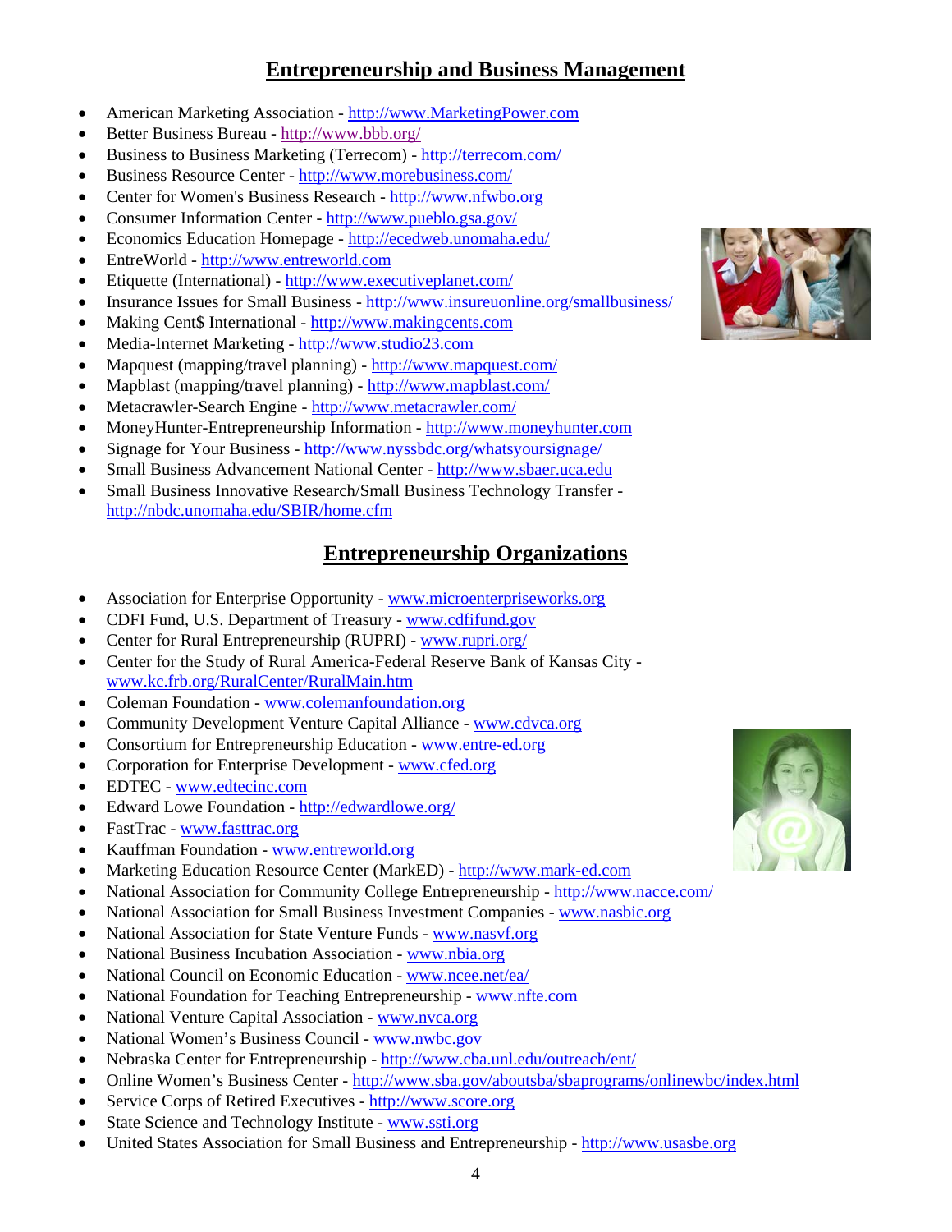## Entrepreneurship and Business Management

- American Marketing Association - http://www.MarketingPower.com
- Better Business Bureau - http://www.bbb.org/
- Business to Business Marketing (Terrecom) - http://terrecom.com/
- Business Resource Center - http://www.morebusiness.com/
- Center for Women's Business Research - http://www.nfwbo.org
- Consumer Information Center - http://www.pueblo.gsa.gov/
- Economics Education Homepage - http://ecedweb.unomaha.edu/
- EntreWorld - http://www.entreworld.com
- Etiquette (International) - http://www.executiveplanet.com/
- Insurance Issues for Small Business - http://www.insureuonline.org/smallbusiness/
- Making Cent$ International - http://www.makingcents.com
- Media-Internet Marketing - http://www.studio23.com
- Mapquest (mapping/travel planning) - http://www.mapquest.com/
- Mapblast (mapping/travel planning) - http://www.mapblast.com/
- Metacrawler-Search Engine - http://www.metacrawler.com/
- MoneyHunter-Entrepreneurship Information - http://www.moneyhunter.com
- Signage for Your Business - http://www.nyssbdc.org/whatsyoursignage/
- Small Business Advancement National Center - http://www.sbaer.uca.edu
- Small Business Innovative Research/Small Business Technology Transfer - http://nbdc.unomaha.edu/SBIR/home.cfm

## Entrepreneurship Organizations

- Association for Enterprise Opportunity - www.microenterpriseworks.org
- CDFI Fund, U.S. Department of Treasury - www.cdfifund.gov
- Center for Rural Entrepreneurship (RUPRI) - www.rupri.org/
- Center for the Study of Rural America-Federal Reserve Bank of Kansas City - www.kc.frb.org/RuralCenter/RuralMain.htm
- Coleman Foundation - www.colemanfoundation.org
- Community Development Venture Capital Alliance - www.cdvca.org
- Consortium for Entrepreneurship Education - www.entre-ed.org
- Corporation for Enterprise Development - www.cfed.org
- EDTEC - www.edtecinc.com
- Edward Lowe Foundation - http://edwardlowe.org/
- FastTrac - www.fasttrac.org
- Kauffman Foundation - www.entreworld.org
- Marketing Education Resource Center (MarkED) - http://www.mark-ed.com
- National Association for Community College Entrepreneurship - http://www.nacce.com/
- National Association for Small Business Investment Companies - www.nasbic.org
- National Association for State Venture Funds - www.nasvf.org
- National Business Incubation Association - www.nbia.org
- National Council on Economic Education - www.ncee.net/ea/
- National Foundation for Teaching Entrepreneurship - www.nfte.com
- National Venture Capital Association - www.nvca.org
- National Women's Business Council - www.nwbc.gov
- Nebraska Center for Entrepreneurship - http://www.cba.unl.edu/outreach/ent/
- Online Women's Business Center - http://www.sba.gov/aboutsba/sbaprograms/onlinewbc/index.html
- Service Corps of Retired Executives - http://www.score.org
- State Science and Technology Institute - www.ssti.org
- United States Association for Small Business and Entrepreneurship - http://www.usasbe.org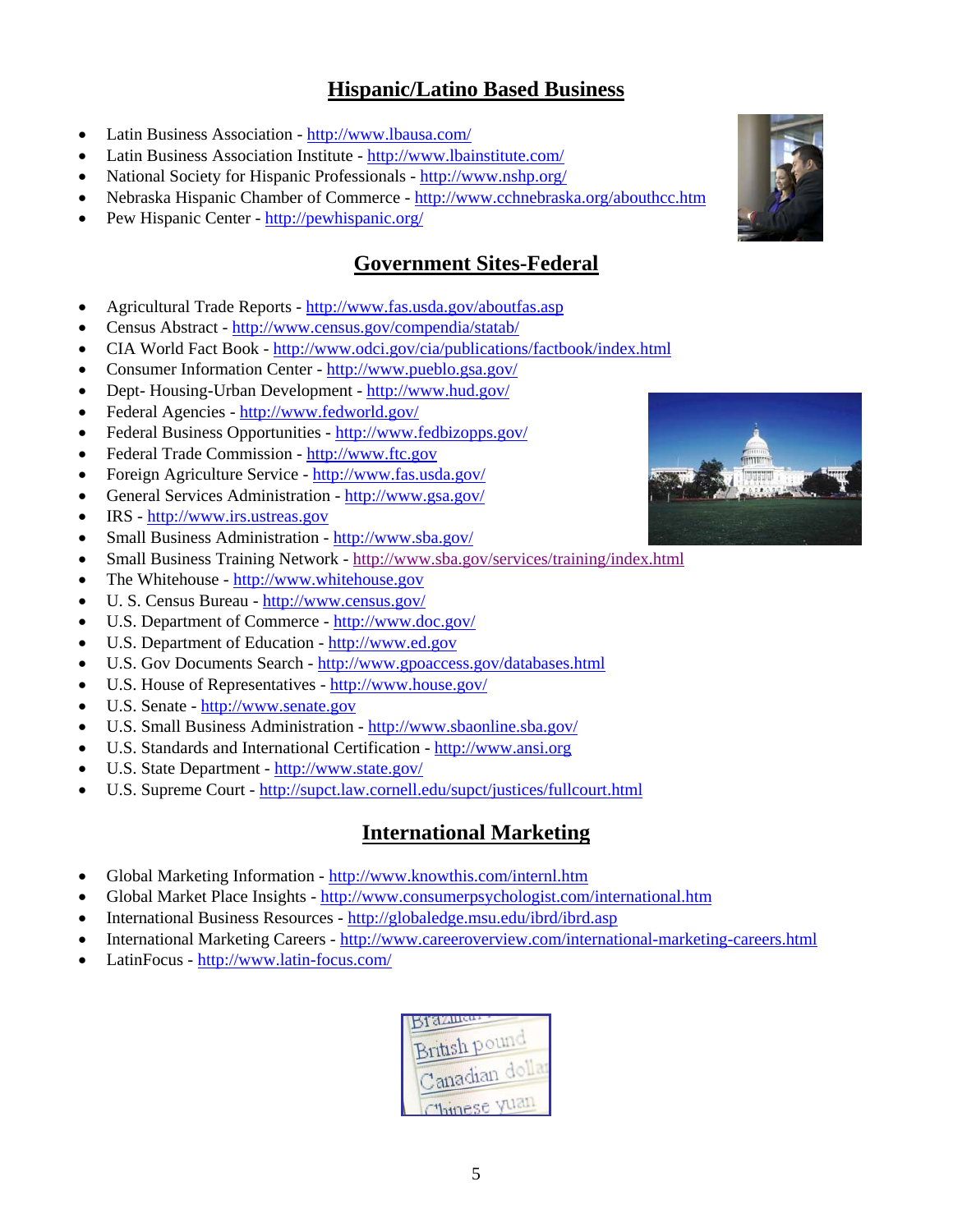## Hispanic/Latino Based Business

- Latin Business Association - http://www.lbausa.com/
- Latin Business Association Institute - http://www.lbainstitute.com/
- National Society for Hispanic Professionals - http://www.nshp.org/
- Nebraska Hispanic Chamber of Commerce - http://www.cchnebraska.org/abouthcc.htm
- Pew Hispanic Center - http://pewhispanic.org/

## Government Sites-Federal

- Agricultural Trade Reports - http://www.fas.usda.gov/aboutfas.asp
- Census Abstract - http://www.census.gov/compendia/statab/
- CIA World Fact Book - http://www.odci.gov/cia/publications/factbook/index.html
- Consumer Information Center - http://www.pueblo.gsa.gov/
- Dept- Housing-Urban Development - http://www.hud.gov/
- Federal Agencies - http://www.fedworld.gov/
- Federal Business Opportunities - http://www.fedbizopps.gov/
- Federal Trade Commission - http://www.ftc.gov
- Foreign Agriculture Service - http://www.fas.usda.gov/
- General Services Administration - http://www.gsa.gov/
- IRS - http://www.irs.ustreas.gov
- Small Business Administration - http://www.sba.gov/
- Small Business Training Network - http://www.sba.gov/services/training/index.html
- The Whitehouse - http://www.whitehouse.gov
- U. S. Census Bureau - http://www.census.gov/
- U.S. Department of Commerce - http://www.doc.gov/
- U.S. Department of Education - http://www.ed.gov
- U.S. Gov Documents Search - http://www.gpoaccess.gov/databases.html
- U.S. House of Representatives - http://www.house.gov/
- U.S. Senate - http://www.senate.gov
- U.S. Small Business Administration - http://www.sbaonline.sba.gov/
- U.S. Standards and International Certification - http://www.ansi.org
- U.S. State Department - http://www.state.gov/
- U.S. Supreme Court - http://supct.law.cornell.edu/supct/justices/fullcourt.html

## International Marketing

- Global Marketing Information - http://www.knowthis.com/internl.htm
- Global Market Place Insights - http://www.consumerpsychologist.com/international.htm
- International Business Resources - http://globaledge.msu.edu/ibrd/ibrd.asp
- International Marketing Careers - http://www.careeroverview.com/international-marketing-careers.html
- LatinFocus - http://www.latin-focus.com/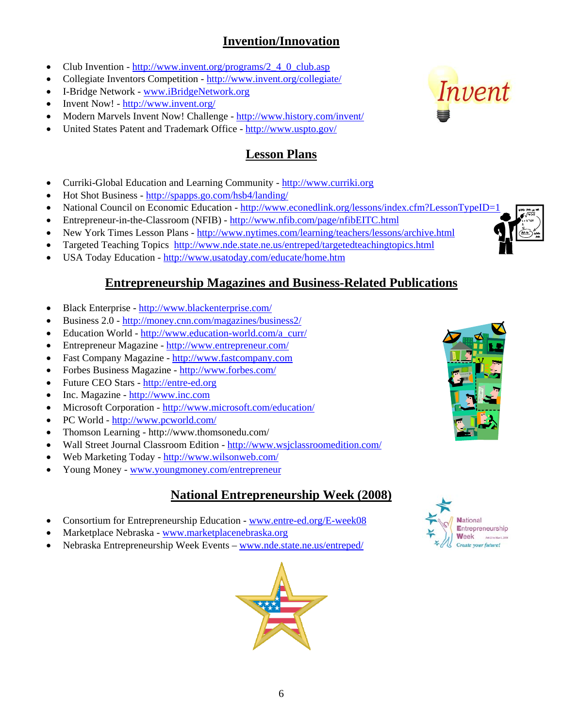## Invention/Innovation

- Club Invention - http://www.invent.org/programs/2_4_0_club.asp
- Collegiate Inventors Competition - http://www.invent.org/collegiate/
- I-Bridge Network - www.iBridgeNetwork.org
- Invent Now! - http://www.invent.org/
- Modern Marvels Invent Now! Challenge - http://www.history.com/invent/
- United States Patent and Trademark Office - http://www.uspto.gov/

## Lesson Plans

- Curriki-Global Education and Learning Community - http://www.curriki.org
- Hot Shot Business - http://spapps.go.com/hsb4/landing/
- National Council on Economic Education - http://www.econedlink.org/lessons/index.cfm?LessonTypeID=1
- Entrepreneur-in-the-Classroom (NFIB) - http://www.nfib.com/page/nfibEITC.html
- New York Times Lesson Plans - http://www.nytimes.com/learning/teachers/lessons/archive.html
- Targeted Teaching Topics http://www.nde.state.ne.us/entreped/targetedteachingtopics.html
- USA Today Education - http://www.usatoday.com/educate/home.htm

## Entrepreneurship Magazines and Business-Related Publications

- Black Enterprise - http://www.blackenterprise.com/
- Business 2.0 - http://money.cnn.com/magazines/business2/
- Education World - http://www.education-world.com/a_curr/
- Entrepreneur Magazine - http://www.entrepreneur.com/
- Fast Company Magazine - http://www.fastcompany.com
- Forbes Business Magazine - http://www.forbes.com/
- Future CEO Stars - http://entre-ed.org
- Inc. Magazine - http://www.inc.com
- Microsoft Corporation - http://www.microsoft.com/education/
- PC World - http://www.pcworld.com/
- Thomson Learning - http://www.thomsonedu.com/
- Wall Street Journal Classroom Edition - http://www.wsjclassroomedition.com/
- Web Marketing Today - http://www.wilsonweb.com/
- Young Money - www.youngmoney.com/entrepreneur

## National Entrepreneurship Week (2008)

- Consortium for Entrepreneurship Education - www.entre-ed.org/E-week08
- Marketplace Nebraska - www.marketplacenebraska.org
- Nebraska Entrepreneurship Week Events – www.nde.state.ne.us/entreped/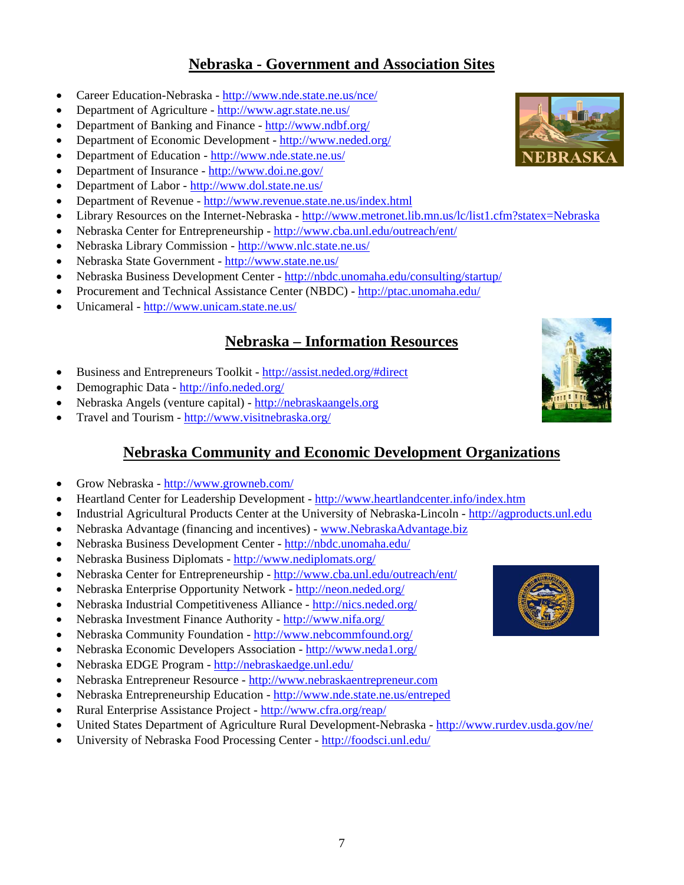## Nebraska - Government and Association Sites

- Career Education-Nebraska - http://www.nde.state.ne.us/nce/
- Department of Agriculture - http://www.agr.state.ne.us/
- Department of Banking and Finance - http://www.ndbf.org/
- Department of Economic Development - http://www.neded.org/
- Department of Education - http://www.nde.state.ne.us/
- Department of Insurance - http://www.doi.ne.gov/
- Department of Labor - http://www.dol.state.ne.us/
- Department of Revenue - http://www.revenue.state.ne.us/index.html
- Library Resources on the Internet-Nebraska - http://www.metronet.lib.mn.us/lc/list1.cfm?statex=Nebraska
- Nebraska Center for Entrepreneurship - http://www.cba.unl.edu/outreach/ent/
- Nebraska Library Commission - http://www.nlc.state.ne.us/
- Nebraska State Government - http://www.state.ne.us/
- Nebraska Business Development Center - http://nbdc.unomaha.edu/consulting/startup/
- Procurement and Technical Assistance Center (NBDC) - http://ptac.unomaha.edu/
- Unicameral - http://www.unicam.state.ne.us/

## Nebraska – Information Resources

- Business and Entrepreneurs Toolkit - http://assist.neded.org/#direct
- Demographic Data - http://info.neded.org/
- Nebraska Angels (venture capital) - http://nebraskaangels.org
- Travel and Tourism - http://www.visitnebraska.org/

## Nebraska Community and Economic Development Organizations

- Grow Nebraska - http://www.growneb.com/
- Heartland Center for Leadership Development - http://www.heartlandcenter.info/index.htm
- Industrial Agricultural Products Center at the University of Nebraska-Lincoln - http://agproducts.unl.edu
- Nebraska Advantage (financing and incentives) - www.NebraskaAdvantage.biz
- Nebraska Business Development Center - http://nbdc.unomaha.edu/
- Nebraska Business Diplomats - http://www.nediplomats.org/
- Nebraska Center for Entrepreneurship - http://www.cba.unl.edu/outreach/ent/
- Nebraska Enterprise Opportunity Network - http://neon.neded.org/
- Nebraska Industrial Competitiveness Alliance - http://nics.neded.org/
- Nebraska Investment Finance Authority - http://www.nifa.org/
- Nebraska Community Foundation - http://www.nebcommfound.org/
- Nebraska Economic Developers Association - http://www.neda1.org/
- Nebraska EDGE Program - http://nebraskaedge.unl.edu/
- Nebraska Entrepreneur Resource - http://www.nebraskaentrepreneur.com
- Nebraska Entrepreneurship Education - http://www.nde.state.ne.us/entreped
- Rural Enterprise Assistance Project - http://www.cfra.org/reap/
- United States Department of Agriculture Rural Development-Nebraska - http://www.rurdev.usda.gov/ne/
- University of Nebraska Food Processing Center - http://foodsci.unl.edu/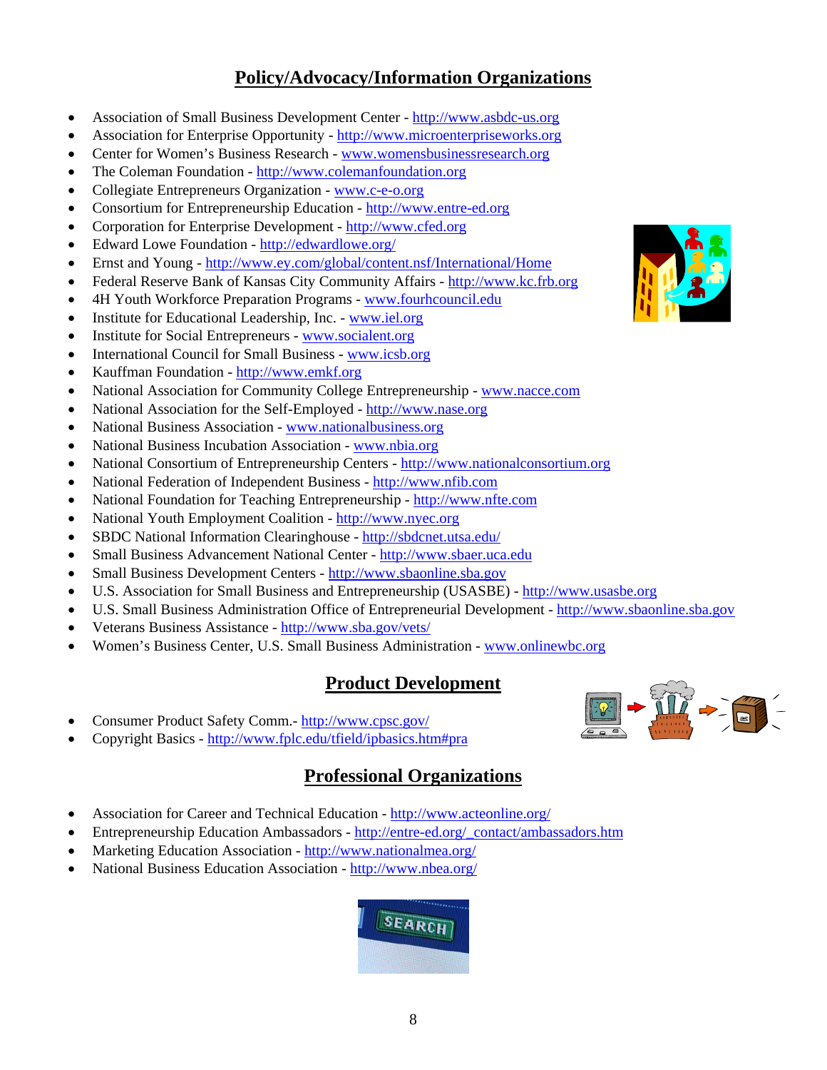## Policy/Advocacy/Information Organizations

- Association of Small Business Development Center - http://www.asbdc-us.org
- Association for Enterprise Opportunity - http://www.microenterpriseworks.org
- Center for Women's Business Research - www.womensbusinessresearch.org
- The Coleman Foundation - http://www.colemanfoundation.org
- Collegiate Entrepreneurs Organization - www.c-e-o.org
- Consortium for Entrepreneurship Education - http://www.entre-ed.org
- Corporation for Enterprise Development - http://www.cfed.org
- Edward Lowe Foundation - http://edwardlowe.org/
- Ernst and Young - http://www.ey.com/global/content.nsf/International/Home
- Federal Reserve Bank of Kansas City Community Affairs - http://www.kc.frb.org
- 4H Youth Workforce Preparation Programs - www.fourhcouncil.edu
- Institute for Educational Leadership, Inc. - www.iel.org
- Institute for Social Entrepreneurs - www.socialent.org
- International Council for Small Business - www.icsb.org
- Kauffman Foundation - http://www.emkf.org
- National Association for Community College Entrepreneurship - www.nacce.com
- National Association for the Self-Employed - http://www.nase.org
- National Business Association - www.nationalbusiness.org
- National Business Incubation Association - www.nbia.org
- National Consortium of Entrepreneurship Centers - http://www.nationalconsortium.org
- National Federation of Independent Business - http://www.nfib.com
- National Foundation for Teaching Entrepreneurship - http://www.nfte.com
- National Youth Employment Coalition - http://www.nyec.org
- SBDC National Information Clearinghouse - http://sbdcnet.utsa.edu/
- Small Business Advancement National Center - http://www.sbaer.uca.edu
- Small Business Development Centers - http://www.sbaonline.sba.gov
- U.S. Association for Small Business and Entrepreneurship (USASBE) - http://www.usasbe.org
- U.S. Small Business Administration Office of Entrepreneurial Development - http://www.sbaonline.sba.gov
- Veterans Business Assistance - http://www.sba.gov/vets/
- Women's Business Center, U.S. Small Business Administration - www.onlinewbc.org

## Product Development

- Consumer Product Safety Comm.- http://www.cpsc.gov/
- Copyright Basics - http://www.fplc.edu/tfield/ipbasics.htm#pra

## Professional Organizations

- Association for Career and Technical Education - http://www.acteonline.org/
- Entrepreneurship Education Ambassadors - http://entre-ed.org/_contact/ambassadors.htm
- Marketing Education Association - http://www.nationalmea.org/
- National Business Education Association - http://www.nbea.org/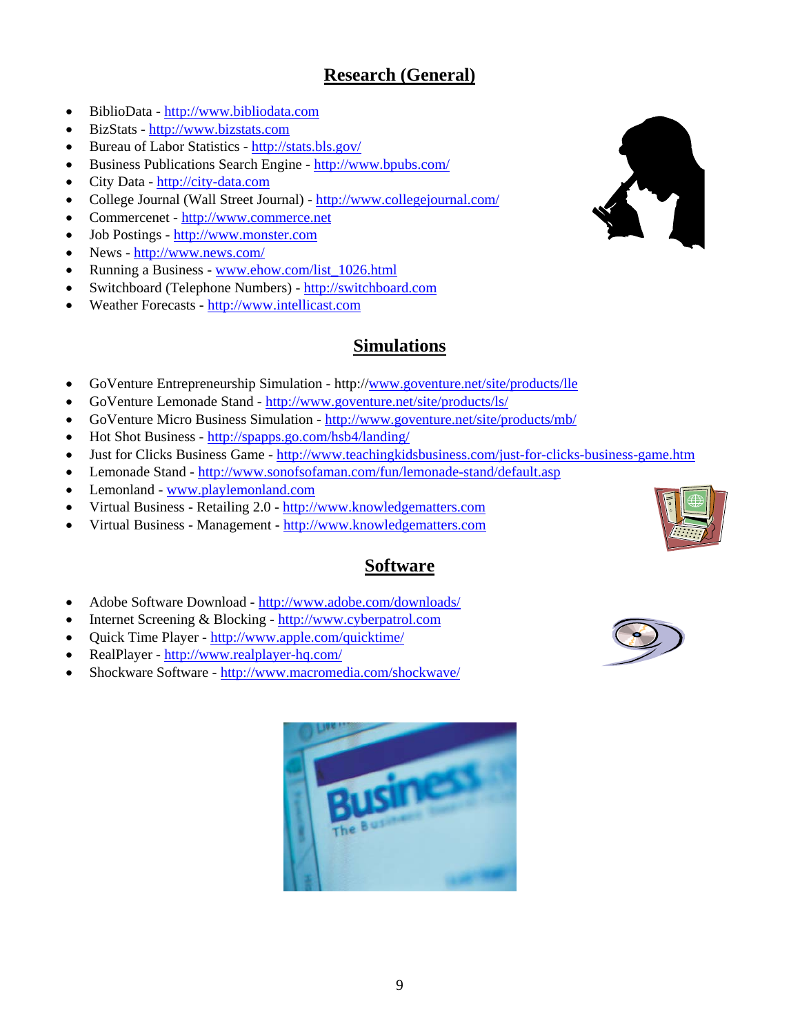## Research (General)

- BiblioData - http://www.bibliodata.com
- BizStats - http://www.bizstats.com
- Bureau of Labor Statistics - http://stats.bls.gov/
- Business Publications Search Engine - http://www.bpubs.com/
- City Data - http://city-data.com
- College Journal (Wall Street Journal) - http://www.collegejournal.com/
- Commercenet - http://www.commerce.net
- Job Postings - http://www.monster.com
- News - http://www.news.com/
- Running a Business - www.ehow.com/list_1026.html
- Switchboard (Telephone Numbers) - http://switchboard.com
- Weather Forecasts - http://www.intellicast.com

## Simulations

- GoVenture Entrepreneurship Simulation - http://www.goventure.net/site/products/lle
- GoVenture Lemonade Stand - http://www.goventure.net/site/products/ls/
- GoVenture Micro Business Simulation - http://www.goventure.net/site/products/mb/
- Hot Shot Business - http://spapps.go.com/hsb4/landing/
- Just for Clicks Business Game - http://www.teachingkidsbusiness.com/just-for-clicks-business-game.htm
- Lemonade Stand - http://www.sonofsofaman.com/fun/lemonade-stand/default.asp
- Lemonland - www.playlemonland.com
- Virtual Business - Retailing 2.0 - http://www.knowledgematters.com
- Virtual Business - Management - http://www.knowledgematters.com

## Software

- Adobe Software Download - http://www.adobe.com/downloads/
- Internet Screening & Blocking - http://www.cyberpatrol.com
- Quick Time Player - http://www.apple.com/quicktime/
- RealPlayer - http://www.realplayer-hq.com/
- Shockware Software - http://www.macromedia.com/shockwave/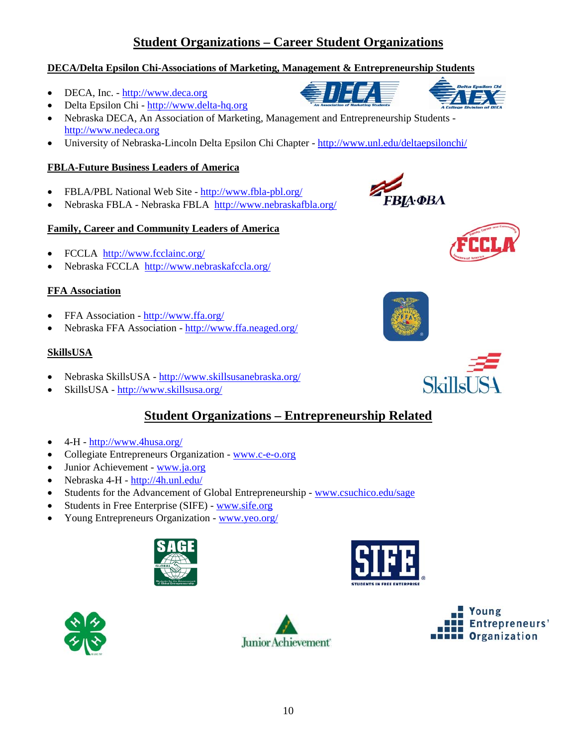# Student Organizations – Career Student Organizations

### DECA/Delta Epsilon Chi-Associations of Marketing, Management & Entrepreneurship Students

- DECA, Inc. - http://www.deca.org
- Delta Epsilon Chi - http://www.delta-hq.org
- Nebraska DECA, An Association of Marketing, Management and Entrepreneurship Students - http://www.nedeca.org
- University of Nebraska-Lincoln Delta Epsilon Chi Chapter - http://www.unl.edu/deltaepsilonchi/

### FBLA-Future Business Leaders of America

- FBLA/PBL National Web Site - http://www.fbla-pbl.org/
- Nebraska FBLA - Nebraska FBLA http://www.nebraskafbla.org/

### Family, Career and Community Leaders of America

- FCCLA http://www.fcclainc.org/
- Nebraska FCCLA http://www.nebraskafccla.org/

### FFA Association

- FFA Association - http://www.ffa.org/
- Nebraska FFA Association - http://www.ffa.neaged.org/

### SkillsUSA

- Nebraska SkillsUSA - http://www.skillsusanebraska.org/
- SkillsUSA - http://www.skillsusa.org/

# Student Organizations – Entrepreneurship Related

- 4-H - http://www.4husa.org/
- Collegiate Entrepreneurs Organization - www.c-e-o.org
- Junior Achievement - www.ja.org
- Nebraska 4-H - http://4h.unl.edu/
- Students for the Advancement of Global Entrepreneurship - www.csuchico.edu/sage
- Students in Free Enterprise (SIFE) - www.sife.org
- Young Entrepreneurs Organization - www.yeo.org/